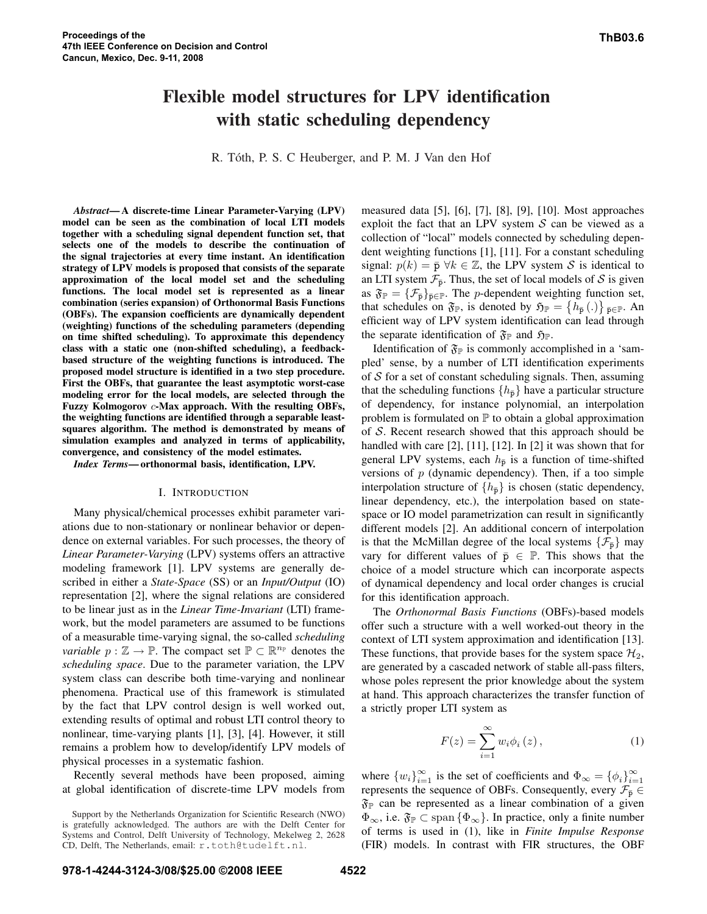# Flexible model structures for LPV identification with static scheduling dependency

R. Tóth, P. S. C Heuberger, and P. M. J Van den Hof

***Abstract*— A discrete-time Linear Parameter-Varying (LPV) model can be seen as the combination of local LTI models together with a scheduling signal dependent function set, that selects one of the models to describe the continuation of the signal trajectories at every time instant. An identification strategy of LPV models is proposed that consists of the separate approximation of the local model set and the scheduling functions. The local model set is represented as a linear combination (series expansion) of Orthonormal Basis Functions (OBFs). The expansion coefficients are dynamically dependent (weighting) functions of the scheduling parameters (depending on time shifted scheduling). To approximate this dependency class with a static one (non-shifted scheduling), a feedback-based structure of the weighting functions is introduced. The proposed model structure is identified in a two step procedure. First the OBFs, that guarantee the least asymptotic worst-case modeling error for the local models, are selected through the Fuzzy Kolmogorov $c$-Max approach. With the resulting OBFs, the weighting functions are identified through a separable least-squares algorithm. The method is demonstrated by means of simulation examples and analyzed in terms of applicability, convergence, and consistency of the model estimates.**

***Index Terms*— orthonormal basis, identification, LPV.**

## I. Introduction

Many physical/chemical processes exhibit parameter variations due to non-stationary or nonlinear behavior or dependence on external variables. For such processes, the theory of *Linear Parameter-Varying* (LPV) systems offers an attractive modeling framework [1]. LPV systems are generally described in either a *State-Space* (SS) or an *Input/Output* (IO) representation [2], where the signal relations are considered to be linear just as in the *Linear Time-Invariant* (LTI) framework, but the model parameters are assumed to be functions of a measurable time-varying signal, the so-called *scheduling variable* $p : \mathbb{Z} \rightarrow \mathbb{P}$. The compact set $\mathbb{P} \subset \mathbb{R}^{n_\mathbb{P}}$ denotes the *scheduling space*. Due to the parameter variation, the LPV system class can describe both time-varying and nonlinear phenomena. Practical use of this framework is stimulated by the fact that LPV control design is well worked out, extending results of optimal and robust LTI control theory to nonlinear, time-varying plants [1], [3], [4]. However, it still remains a problem how to develop/identify LPV models of physical processes in a systematic fashion.

Recently several methods have been proposed, aiming at global identification of discrete-time LPV models from measured data [5], [6], [7], [8], [9], [10]. Most approaches exploit the fact that an LPV system $\mathcal{S}$ can be viewed as a collection of "local" models connected by scheduling dependent weighting functions [1], [11]. For a constant scheduling signal: $p(k) = \bar{\mathrm{p}}\ \forall k \in \mathbb{Z}$, the LPV system $\mathcal{S}$ is identical to an LTI system $\mathcal{F}_{\bar{\mathrm{p}}}$. Thus, the set of local models of $\mathcal{S}$ is given as $\mathfrak{F}_\mathbb{P} = \{\mathcal{F}_{\bar{\mathrm{p}}}\}_{\bar{\mathrm{p}}\in\mathbb{P}}$. The $p$-dependent weighting function set, that schedules on $\mathfrak{F}_\mathbb{P}$, is denoted by $\mathfrak{H}_\mathbb{P} = \{h_{\bar{\mathrm{p}}}(.)\}_{\bar{\mathrm{p}}\in\mathbb{P}}$. An efficient way of LPV system identification can lead through the separate identification of $\mathfrak{F}_\mathbb{P}$ and $\mathfrak{H}_\mathbb{P}$.

Identification of $\mathfrak{F}_\mathbb{P}$ is commonly accomplished in a 'sampled' sense, by a number of LTI identification experiments of $\mathcal{S}$ for a set of constant scheduling signals. Then, assuming that the scheduling functions $\{h_{\bar{\mathrm{p}}}\}$ have a particular structure of dependency, for instance polynomial, an interpolation problem is formulated on $\mathbb{P}$ to obtain a global approximation of $\mathcal{S}$. Recent research showed that this approach should be handled with care [2], [11], [12]. In [2] it was shown that for general LPV systems, each $h_{\bar{\mathrm{p}}}$ is a function of time-shifted versions of $p$ (dynamic dependency). Then, if a too simple interpolation structure of $\{h_{\bar{\mathrm{p}}}\}$ is chosen (static dependency, linear dependency, etc.), the interpolation based on state-space or IO model parametrization can result in significantly different models [2]. An additional concern of interpolation is that the McMillan degree of the local systems $\{\mathcal{F}_{\bar{\mathrm{p}}}\}$ may vary for different values of $\bar{\mathrm{p}} \in \mathbb{P}$. This shows that the choice of a model structure which can incorporate aspects of dynamical dependency and local order changes is crucial for this identification approach.

The *Orthonormal Basis Functions* (OBFs)-based models offer such a structure with a well worked-out theory in the context of LTI system approximation and identification [13]. These functions, that provide bases for the system space $\mathcal{H}_2$, are generated by a cascaded network of stable all-pass filters, whose poles represent the prior knowledge about the system at hand. This approach characterizes the transfer function of a strictly proper LTI system as

$$F(z) = \sum_{i=1}^{\infty} w_i \phi_i(z), \tag{1}$$

where $\{w_i\}_{i=1}^{\infty}$ is the set of coefficients and $\Phi_\infty = \{\phi_i\}_{i=1}^{\infty}$ represents the sequence of OBFs. Consequently, every $\mathcal{F}_{\bar{\mathrm{p}}} \in \mathfrak{F}_\mathbb{P}$ can be represented as a linear combination of a given $\Phi_\infty$, i.e. $\mathfrak{F}_\mathbb{P} \subset \operatorname{span}\{\Phi_\infty\}$. In practice, only a finite number of terms is used in (1), like in *Finite Impulse Response* (FIR) models. In contrast with FIR structures, the OBF

Support by the Netherlands Organization for Scientific Research (NWO) is gratefully acknowledged. The authors are with the Delft Center for Systems and Control, Delft University of Technology, Mekelweg 2, 2628 CD, Delft, The Netherlands, email: r.toth@tudelft.nl.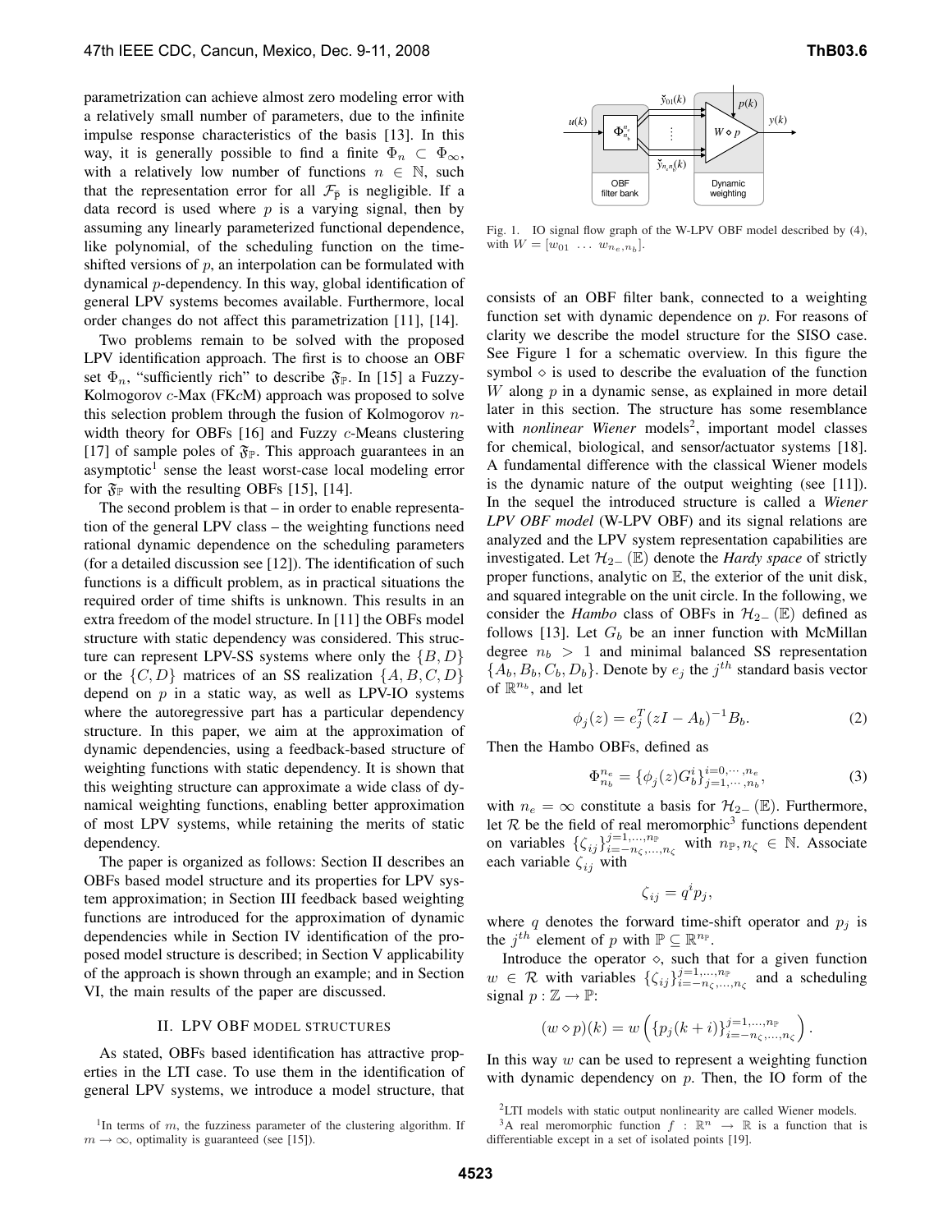parametrization can achieve almost zero modeling error with a relatively small number of parameters, due to the infinite impulse response characteristics of the basis [13]. In this way, it is generally possible to find a finite $\Phi_n \subset \Phi_\infty$, with a relatively low number of functions $n \in \mathbb{N}$, such that the representation error for all $\mathcal{F}_{\bar{\mathbb{p}}}$ is negligible. If a data record is used where $p$ is a varying signal, then by assuming any linearly parameterized functional dependence, like polynomial, of the scheduling function on the time-shifted versions of $p$, an interpolation can be formulated with dynamical $p$-dependency. In this way, global identification of general LPV systems becomes available. Furthermore, local order changes do not affect this parametrization [11], [14].

Two problems remain to be solved with the proposed LPV identification approach. The first is to choose an OBF set $\Phi_n$, "sufficiently rich" to describe $\mathfrak{F}_{\mathbb{P}}$. In [15] a Fuzzy-Kolmogorov $c$-Max (FK$c$M) approach was proposed to solve this selection problem through the fusion of Kolmogorov $n$-width theory for OBFs [16] and Fuzzy $c$-Means clustering [17] of sample poles of $\mathfrak{F}_{\mathbb{P}}$. This approach guarantees in an asymptotic[1] sense the least worst-case local modeling error for $\mathfrak{F}_{\mathbb{P}}$ with the resulting OBFs [15], [14].

The second problem is that – in order to enable representation of the general LPV class – the weighting functions need rational dynamic dependence on the scheduling parameters (for a detailed discussion see [12]). The identification of such functions is a difficult problem, as in practical situations the required order of time shifts is unknown. This results in an extra freedom of the model structure. In [11] the OBFs model structure with static dependency was considered. This structure can represent LPV-SS systems where only the $\{B, D\}$ or the $\{C, D\}$ matrices of an SS realization $\{A, B, C, D\}$ depend on $p$ in a static way, as well as LPV-IO systems where the autoregressive part has a particular dependency structure. In this paper, we aim at the approximation of dynamic dependencies, using a feedback-based structure of weighting functions with static dependency. It is shown that this weighting structure can approximate a wide class of dynamical weighting functions, enabling better approximation of most LPV systems, while retaining the merits of static dependency.

The paper is organized as follows: Section II describes an OBFs based model structure and its properties for LPV system approximation; in Section III feedback based weighting functions are introduced for the approximation of dynamic dependencies while in Section IV identification of the proposed model structure is described; in Section V applicability of the approach is shown through an example; and in Section VI, the main results of the paper are discussed.

## II. LPV OBF MODEL STRUCTURES

As stated, OBFs based identification has attractive properties in the LTI case. To use them in the identification of general LPV systems, we introduce a model structure, that consists of an OBF filter bank, connected to a weighting function set with dynamic dependence on $p$. For reasons of clarity we describe the model structure for the SISO case. See Figure 1 for a schematic overview. In this figure the symbol $\diamond$ is used to describe the evaluation of the function $W$ along $p$ in a dynamic sense, as explained in more detail later in this section. The structure has some resemblance with *nonlinear Wiener* models[2], important model classes for chemical, biological, and sensor/actuator systems [18]. A fundamental difference with the classical Wiener models is the dynamic nature of the output weighting (see [11]). In the sequel the introduced structure is called a *Wiener LPV OBF model* (W-LPV OBF) and its signal relations are analyzed and the LPV system representation capabilities are investigated. Let $\mathcal{H}_{2-}(\mathbb{E})$ denote the *Hardy space* of strictly proper functions, analytic on $\mathbb{E}$, the exterior of the unit disk, and squared integrable on the unit circle. In the following, we consider the *Hambo* class of OBFs in $\mathcal{H}_{2-}(\mathbb{E})$ defined as follows [13]. Let $G_b$ be an inner function with McMillan degree $n_b > 1$ and minimal balanced SS representation $\{A_b, B_b, C_b, D_b\}$. Denote by $e_j$ the $j^{th}$ standard basis vector of $\mathbb{R}^{n_b}$, and let

$$\phi_j(z) = e_j^T (zI - A_b)^{-1} B_b. \tag{2}$$

Then the Hambo OBFs, defined as

$$\Phi_{n_b}^{n_e} = \{\phi_j(z) G_b^i\}_{j=1,\cdots,n_b}^{i=0,\cdots,n_e}, \tag{3}$$

with $n_e = \infty$ constitute a basis for $\mathcal{H}_{2-}(\mathbb{E})$. Furthermore, let $\mathcal{R}$ be the field of real meromorphic[3] functions dependent on variables $\{\zeta_{ij}\}_{i=-n_\zeta,\ldots,n_\zeta}^{j=1,\ldots,n_{\mathbb{P}}}$ with $n_{\mathbb{P}}, n_\zeta \in \mathbb{N}$. Associate each variable $\zeta_{ij}$ with

$$\zeta_{ij} = q^i p_j,$$

where $q$ denotes the forward time-shift operator and $p_j$ is the $j^{th}$ element of $p$ with $\mathbb{P} \subseteq \mathbb{R}^{n_{\mathbb{P}}}$.

Introduce the operator $\diamond$, such that for a given function $w \in \mathcal{R}$ with variables $\{\zeta_{ij}\}_{i=-n_\zeta,\ldots,n_\zeta}^{j=1,\ldots,n_{\mathbb{P}}}$ and a scheduling signal $p : \mathbb{Z} \to \mathbb{P}$:

$$(w \diamond p)(k) = w\left(\{p_j(k+i)\}_{i=-n_\zeta,\ldots,n_\zeta}^{j=1,\ldots,n_{\mathbb{P}}}\right).$$

In this way $w$ can be used to represent a weighting function with dynamic dependency on $p$. Then, the IO form of the

u(k)
$\Phi_{n_b}^{n_e}$
$\check{y}_{01}(k)$
$\check{y}_{n_e n_b}(k)$
p(k)
$W \diamond p$
y(k)
OBF filter bank
Dynamic weighting

Fig. 1. IO signal flow graph of the W-LPV OBF model described by (4), with $W = [w_{01} \ \ldots \ w_{n_e,n_b}]$.

[1] In terms of $m$, the fuzziness parameter of the clustering algorithm. If $m \to \infty$, optimality is guaranteed (see [15]).

[2] LTI models with static output nonlinearity are called Wiener models.

[3] A real meromorphic function $f : \mathbb{R}^n \to \mathbb{R}$ is a function that is differentiable except in a set of isolated points [19].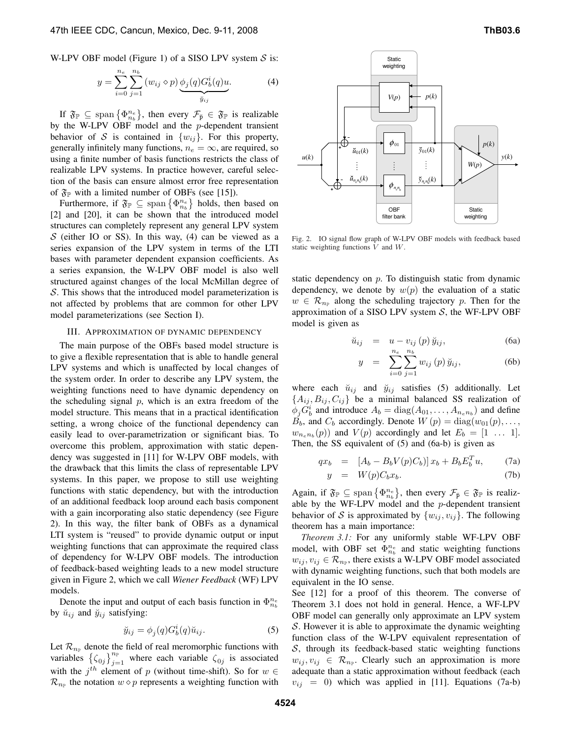W-LPV OBF model (Figure 1) of a SISO LPV system $\mathcal{S}$ is:

$$y = \sum_{i=0}^{n_e} \sum_{j=1}^{n_b} (w_{ij} \diamond p) \underbrace{\phi_j(q) G_b^i(q) u}_{\breve{y}_{ij}}. \tag{4}$$

If $\mathfrak{F}_{\mathbb{P}} \subseteq \operatorname{span}\{\Phi_{n_b}^{n_e}\}$, then every $\mathcal{F}_{\bar{\mathrm{p}}} \in \mathfrak{F}_{\mathbb{P}}$ is realizable by the W-LPV OBF model and the $p$-dependent transient behavior of $\mathcal{S}$ is contained in $\{w_{ij}\}$. For this property, generally infinitely many functions, $n_e = \infty$, are required, so using a finite number of basis functions restricts the class of realizable LPV systems. In practice however, careful selection of the basis can ensure almost error free representation of $\mathfrak{F}_{\mathbb{P}}$ with a limited number of OBFs (see [15]).

Furthermore, if $\mathfrak{F}_{\mathbb{P}} \subseteq \operatorname{span}\{\Phi_{n_b}^{n_e}\}$ holds, then based on [2] and [20], it can be shown that the introduced model structures can completely represent any general LPV system $\mathcal{S}$ (either IO or SS). In this way, (4) can be viewed as a series expansion of the LPV system in terms of the LTI bases with parameter dependent expansion coefficients. As a series expansion, the W-LPV OBF model is also well structured against changes of the local McMillan degree of $\mathcal{S}$. This shows that the introduced model parameterization is not affected by problems that are common for other LPV model parameterizations (see Section I).

## III. Approximation of dynamic dependency

The main purpose of the OBFs based model structure is to give a flexible representation that is able to handle general LPV systems and which is unaffected by local changes of the system order. In order to describe any LPV system, the weighting functions need to have dynamic dependency on the scheduling signal $p$, which is an extra freedom of the model structure. This means that in a practical identification setting, a wrong choice of the functional dependency can easily lead to over-parametrization or significant bias. To overcome this problem, approximation with static dependency was suggested in [11] for W-LPV OBF models, with the drawback that this limits the class of representable LPV systems. In this paper, we propose to still use weighting functions with static dependency, but with the introduction of an additional feedback loop around each basis component with a gain incorporating also static dependency (see Figure 2). In this way, the filter bank of OBFs as a dynamical LTI system is "reused" to provide dynamic output or input weighting functions that can approximate the required class of dependency for W-LPV OBF models. The introduction of feedback-based weighting leads to a new model structure given in Figure 2, which we call *Wiener Feedback* (WF) LPV models.

Denote the input and output of each basis function in $\Phi_{n_b}^{n_e}$ by $\breve{u}_{ij}$ and $\breve{y}_{ij}$ satisfying:

$$\breve{y}_{ij} = \phi_j(q) G_b^i(q) \breve{u}_{ij}. \tag{5}$$

Let $\mathcal{R}_{n_{\mathbb{P}}}$ denote the field of real meromorphic functions with variables $\{\zeta_{0j}\}_{j=1}^{n_{\mathbb{P}}}$ where each variable $\zeta_{0j}$ is associated with the $j^{th}$ element of $p$ (without time-shift). So for $w \in \mathcal{R}_{n_{\mathbb{P}}}$ the notation $w \diamond p$ represents a weighting function with

Fig. 2. IO signal flow graph of W-LPV OBF models with feedback based static weighting functions $V$ and $W$.

static dependency on $p$. To distinguish static from dynamic dependency, we denote by $w(p)$ the evaluation of a static $w \in \mathcal{R}_{n_{\mathbb{P}}}$ along the scheduling trajectory $p$. Then for the approximation of a SISO LPV system $\mathcal{S}$, the WF-LPV OBF model is given as

$$\breve{u}_{ij} = u - v_{ij}(p)\, \breve{y}_{ij}, \tag{6a}$$

$$y = \sum_{i=0}^{n_e} \sum_{j=1}^{n_b} w_{ij}(p)\, \breve{y}_{ij}, \tag{6b}$$

where each $\breve{u}_{ij}$ and $\breve{y}_{ij}$ satisfies (5) additionally. Let $\{A_{ij}, B_{ij}, C_{ij}\}$ be a minimal balanced SS realization of $\phi_j G_b^i$ and introduce $A_b = \operatorname{diag}(A_{01}, \ldots, A_{n_e n_b})$ and define $B_b$, and $C_b$ accordingly. Denote $W(p) = \operatorname{diag}(w_{01}(p), \ldots, w_{n_e n_b}(p))$ and $V(p)$ accordingly and let $E_b = [1 \ \ldots \ 1]$. Then, the SS equivalent of (5) and (6a-b) is given as

$$q x_b = [A_b - B_b V(p) C_b]\, x_b + B_b E_b^T u, \tag{7a}$$

$$y = W(p) C_b x_b. \tag{7b}$$

Again, if $\mathfrak{F}_{\mathbb{P}} \subseteq \operatorname{span}\{\Phi_{n_b}^{n_e}\}$, then every $\mathcal{F}_{\bar{\mathrm{p}}} \in \mathfrak{F}_{\mathbb{P}}$ is realizable by the WF-LPV model and the $p$-dependent transient behavior of $\mathcal{S}$ is approximated by $\{w_{ij}, v_{ij}\}$. The following theorem has a main importance:

*Theorem 3.1:* For any uniformly stable WF-LPV OBF model, with OBF set $\Phi_{n_b}^{n_e}$ and static weighting functions $w_{ij}, v_{ij} \in \mathcal{R}_{n_{\mathbb{P}}}$, there exists a W-LPV OBF model associated with dynamic weighting functions, such that both models are equivalent in the IO sense.

See [12] for a proof of this theorem. The converse of Theorem 3.1 does not hold in general. Hence, a WF-LPV OBF model can generally only approximate an LPV system $\mathcal{S}$. However it is able to approximate the dynamic weighting function class of the W-LPV equivalent representation of $\mathcal{S}$, through its feedback-based static weighting functions $w_{ij}, v_{ij} \in \mathcal{R}_{n_{\mathbb{P}}}$. Clearly such an approximation is more adequate than a static approximation without feedback (each $v_{ij} = 0$) which was applied in [11]. Equations (7a-b)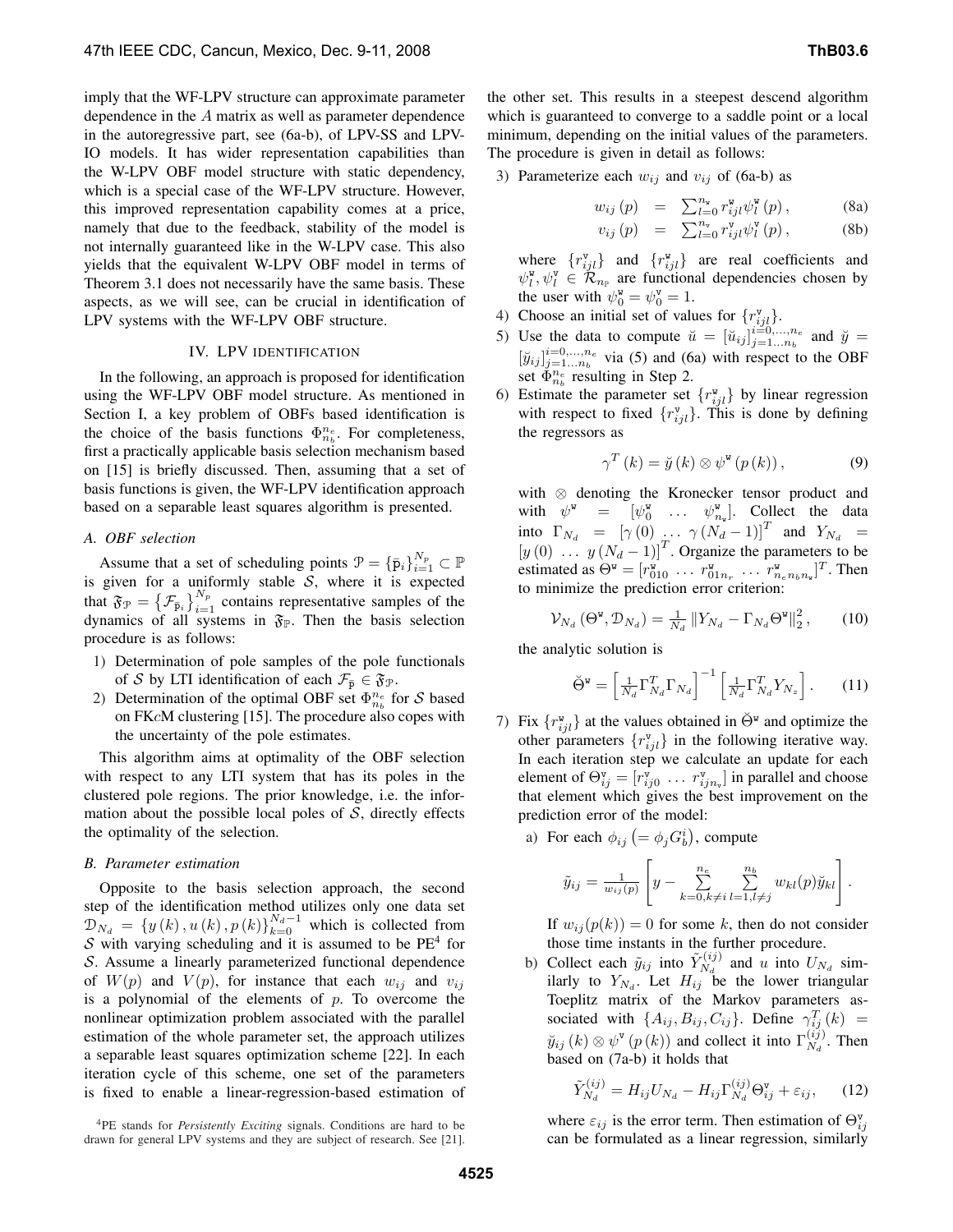imply that the WF-LPV structure can approximate parameter dependence in the $A$ matrix as well as parameter dependence in the autoregressive part, see (6a-b), of LPV-SS and LPV-IO models. It has wider representation capabilities than the W-LPV OBF model structure with static dependency, which is a special case of the WF-LPV structure. However, this improved representation capability comes at a price, namely that due to the feedback, stability of the model is not internally guaranteed like in the W-LPV case. This also yields that the equivalent W-LPV OBF model in terms of Theorem 3.1 does not necessarily have the same basis. These aspects, as we will see, can be crucial in identification of LPV systems with the WF-LPV OBF structure.

## IV. LPV IDENTIFICATION

In the following, an approach is proposed for identification using the WF-LPV OBF model structure. As mentioned in Section I, a key problem of OBFs based identification is the choice of the basis functions $\Phi_{n_b}^{n_e}$. For completeness, first a practically applicable basis selection mechanism based on [15] is briefly discussed. Then, assuming that a set of basis functions is given, the WF-LPV identification approach based on a separable least squares algorithm is presented.

### A. OBF selection

Assume that a set of scheduling points $\mathcal{P} = \{\bar{\mathrm{p}}_i\}_{i=1}^{N_p} \subset \mathbb{P}$ is given for a uniformly stable $\mathcal{S}$, where it is expected that $\mathfrak{F}_{\mathcal{P}} = \{\mathcal{F}_{\bar{\mathrm{p}}_i}\}_{i=1}^{N_p}$ contains representative samples of the dynamics of all systems in $\mathfrak{F}_{\mathbb{P}}$. Then the basis selection procedure is as follows:

1) Determination of pole samples of the pole functionals of $\mathcal{S}$ by LTI identification of each $\mathcal{F}_{\bar{\mathrm{p}}} \in \mathfrak{F}_{\mathcal{P}}$.
2) Determination of the optimal OBF set $\Phi_{n_b}^{n_e}$ for $\mathcal{S}$ based on FK*c*M clustering [15]. The procedure also copes with the uncertainty of the pole estimates.

This algorithm aims at optimality of the OBF selection with respect to any LTI system that has its poles in the clustered pole regions. The prior knowledge, i.e. the information about the possible local poles of $\mathcal{S}$, directly effects the optimality of the selection.

### B. Parameter estimation

Opposite to the basis selection approach, the second step of the identification method utilizes only one data set $\mathcal{D}_{N_d} = \{y(k), u(k), p(k)\}_{k=0}^{N_d-1}$ which is collected from $\mathcal{S}$ with varying scheduling and it is assumed to be PE[4] for $\mathcal{S}$. Assume a linearly parameterized functional dependence of $W(p)$ and $V(p)$, for instance that each $w_{ij}$ and $v_{ij}$ is a polynomial of the elements of $p$. To overcome the nonlinear optimization problem associated with the parallel estimation of the whole parameter set, the approach utilizes a separable least squares optimization scheme [22]. In each iteration cycle of this scheme, one set of the parameters is fixed to enable a linear-regression-based estimation of the other set. This results in a steepest descend algorithm which is guaranteed to converge to a saddle point or a local minimum, depending on the initial values of the parameters. The procedure is given in detail as follows:

3) Parameterize each $w_{ij}$ and $v_{ij}$ of (6a-b) as

$$w_{ij}(p) = \sum_{l=0}^{n_{\mathtt{w}}} r_{ijl}^{\mathtt{w}} \psi_l^{\mathtt{w}}(p), \tag{8a}$$

$$v_{ij}(p) = \sum_{l=0}^{n_{\mathtt{v}}} r_{ijl}^{\mathtt{v}} \psi_l^{\mathtt{v}}(p), \tag{8b}$$

where $\{r_{ijl}^{\mathtt{v}}\}$ and $\{r_{ijl}^{\mathtt{w}}\}$ are real coefficients and $\psi_l^{\mathtt{w}}, \psi_l^{\mathtt{v}} \in \mathcal{R}_{n_{\mathbb{P}}}$ are functional dependencies chosen by the user with $\psi_0^{\mathtt{w}} = \psi_0^{\mathtt{v}} = 1$.

4) Choose an initial set of values for $\{r_{ijl}^{\mathtt{v}}\}$.
5) Use the data to compute $\breve{u} = [\breve{u}_{ij}]_{j=1\ldots n_b}^{i=0,\ldots,n_e}$ and $\breve{y} = [\breve{y}_{ij}]_{j=1\ldots n_b}^{i=0,\ldots,n_e}$ via (5) and (6a) with respect to the OBF set $\Phi_{n_b}^{n_e}$ resulting in Step 2.
6) Estimate the parameter set $\{r_{ijl}^{\mathtt{w}}\}$ by linear regression with respect to fixed $\{r_{ijl}^{\mathtt{v}}\}$. This is done by defining the regressors as

$$\gamma^T(k) = \breve{y}(k) \otimes \psi^{\mathtt{w}}(p(k)), \tag{9}$$

with $\otimes$ denoting the Kronecker tensor product and with $\psi^{\mathtt{w}} = [\psi_0^{\mathtt{w}} \ \ldots \ \psi_{n_{\mathtt{w}}}^{\mathtt{w}}]$. Collect the data into $\Gamma_{N_d} = [\gamma(0) \ \ldots \ \gamma(N_d-1)]^T$ and $Y_{N_d} = [y(0) \ \ldots \ y(N_d-1)]^T$. Organize the parameters to be estimated as $\Theta^{\mathtt{w}} = [r_{010}^{\mathtt{w}} \ \ldots \ r_{01n_r}^{\mathtt{w}} \ \ldots \ r_{n_e n_b n_{\mathtt{w}}}^{\mathtt{w}}]^T$. Then to minimize the prediction error criterion:

$$\mathcal{V}_{N_d}(\Theta^{\mathtt{w}}, \mathcal{D}_{N_d}) = \tfrac{1}{N_d} \|Y_{N_d} - \Gamma_{N_d}\Theta^{\mathtt{w}}\|_2^2, \tag{10}$$

the analytic solution is

$$\breve{\Theta}^{\mathtt{w}} = \left[\tfrac{1}{N_d}\Gamma_{N_d}^T \Gamma_{N_d}\right]^{-1} \left[\tfrac{1}{N_d}\Gamma_{N_d}^T Y_{N_z}\right]. \tag{11}$$

7) Fix $\{r_{ijl}^{\mathtt{w}}\}$ at the values obtained in $\breve{\Theta}^{\mathtt{w}}$ and optimize the other parameters $\{r_{ijl}^{\mathtt{v}}\}$ in the following iterative way. In each iteration step we calculate an update for each element of $\Theta_{ij}^{\mathtt{v}} = [r_{ij0}^{\mathtt{v}} \ \ldots \ r_{ijn_{\mathtt{v}}}^{\mathtt{v}}]$ in parallel and choose that element which gives the best improvement on the prediction error of the model:

   a) For each $\phi_{ij}\ (= \phi_j G_b^i)$, compute

$$\tilde{y}_{ij} = \tfrac{1}{w_{ij}(p)} \left[ y - \sum_{k=0, k\neq i}^{n_e} \sum_{l=1, l\neq j}^{n_b} w_{kl}(p)\breve{y}_{kl} \right].$$

   If $w_{ij}(p(k)) = 0$ for some $k$, then do not consider those time instants in the further procedure.

   b) Collect each $\tilde{y}_{ij}$ into $\tilde{Y}_{N_d}^{(ij)}$ and $u$ into $U_{N_d}$ similarly to $Y_{N_d}$. Let $H_{ij}$ be the lower triangular Toeplitz matrix of the Markov parameters associated with $\{A_{ij}, B_{ij}, C_{ij}\}$. Define $\gamma_{ij}^T(k) = \breve{y}_{ij}(k) \otimes \psi^{\mathtt{v}}(p(k))$ and collect it into $\Gamma_{N_d}^{(ij)}$. Then based on (7a-b) it holds that

$$\tilde{Y}_{N_d}^{(ij)} = H_{ij} U_{N_d} - H_{ij} \Gamma_{N_d}^{(ij)} \Theta_{ij}^{\mathtt{v}} + \varepsilon_{ij}, \tag{12}$$

   where $\varepsilon_{ij}$ is the error term. Then estimation of $\Theta_{ij}^{\mathtt{v}}$ can be formulated as a linear regression, similarly

[4] PE stands for *Persistently Exciting* signals. Conditions are hard to be drawn for general LPV systems and they are subject of research. See [21].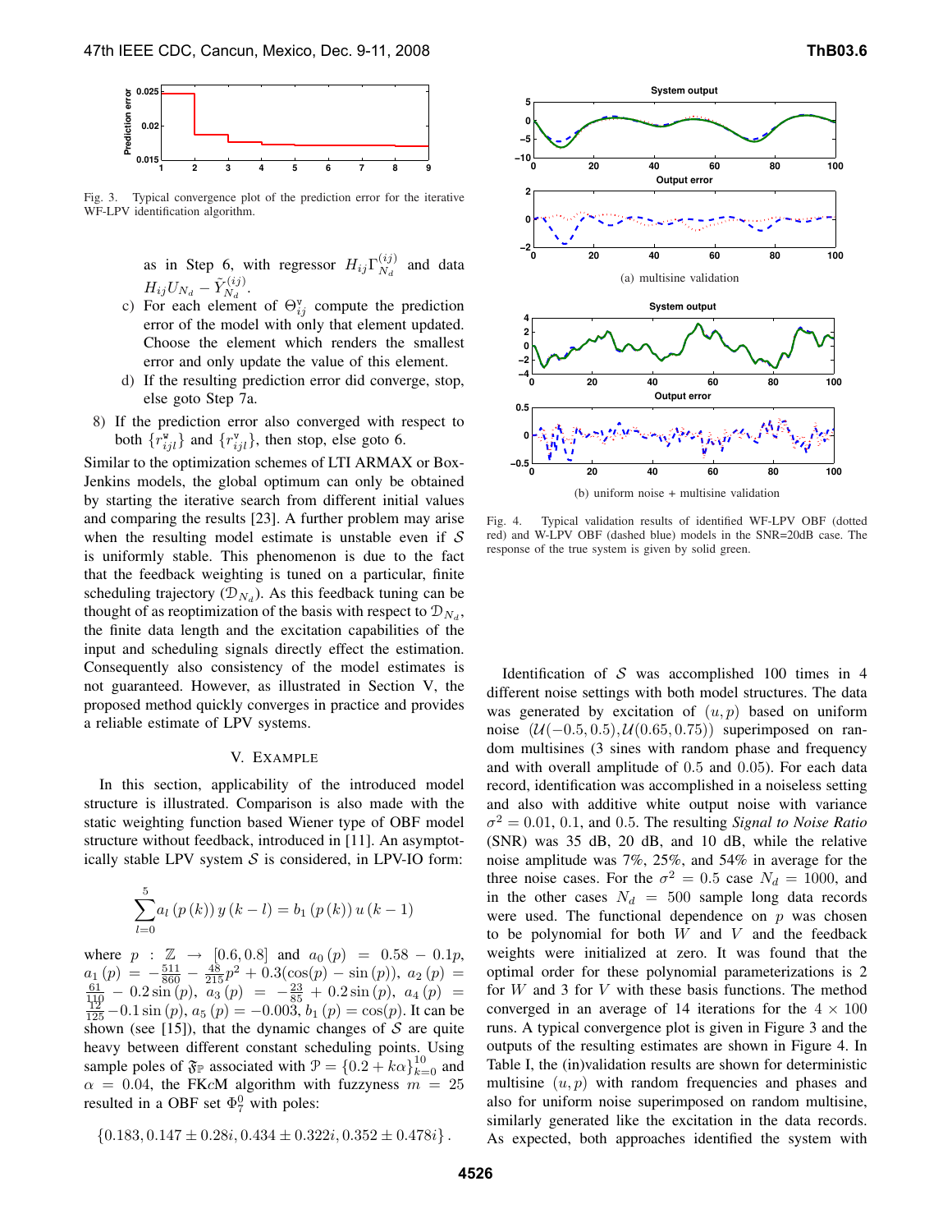Fig. 3. Typical convergence plot of the prediction error for the iterative WF-LPV identification algorithm.

as in Step 6, with regressor $H_{ij}\Gamma_{N_d}^{(ij)}$ and data $H_{ij}U_{N_d} - \tilde{Y}_{N_d}^{(ij)}$.

c) For each element of $\Theta_{ij}^{\mathrm{v}}$ compute the prediction error of the model with only that element updated. Choose the element which renders the smallest error and only update the value of this element.

d) If the resulting prediction error did converge, stop, else goto Step 7a.

8) If the prediction error also converged with respect to both $\{r_{ijl}^{\mathrm{w}}\}$ and $\{r_{ijl}^{\mathrm{v}}\}$, then stop, else goto 6.

Similar to the optimization schemes of LTI ARMAX or Box-Jenkins models, the global optimum can only be obtained by starting the iterative search from different initial values and comparing the results [23]. A further problem may arise when the resulting model estimate is unstable even if $\mathcal{S}$ is uniformly stable. This phenomenon is due to the fact that the feedback weighting is tuned on a particular, finite scheduling trajectory ($\mathcal{D}_{N_d}$). As this feedback tuning can be thought of as reoptimization of the basis with respect to $\mathcal{D}_{N_d}$, the finite data length and the excitation capabilities of the input and scheduling signals directly effect the estimation. Consequently also consistency of the model estimates is not guaranteed. However, as illustrated in Section V, the proposed method quickly converges in practice and provides a reliable estimate of LPV systems.

## V. Example

In this section, applicability of the introduced model structure is illustrated. Comparison is also made with the static weighting function based Wiener type of OBF model structure without feedback, introduced in [11]. An asymptotically stable LPV system $\mathcal{S}$ is considered, in LPV-IO form:

$$\sum_{l=0}^{5} a_l\left(p\left(k\right)\right) y\left(k-l\right) = b_1\left(p\left(k\right)\right) u\left(k-1\right)$$

where $p : \mathbb{Z} \to [0.6, 0.8]$ and $a_0(p) = 0.58 - 0.1p$, $a_1(p) = -\frac{511}{860} - \frac{48}{215}p^2 + 0.3(\cos(p) - \sin(p))$, $a_2(p) = \frac{61}{110} - 0.2\sin(p)$, $a_3(p) = -\frac{23}{85} + 0.2\sin(p)$, $a_4(p) = \frac{12}{125} - 0.1\sin(p)$, $a_5(p) = -0.003$, $b_1(p) = \cos(p)$. It can be shown (see [15]), that the dynamic changes of $\mathcal{S}$ are quite heavy between different constant scheduling points. Using sample poles of $\mathfrak{F}_{\mathbb{P}}$ associated with $\mathcal{P} = \{0.2 + k\alpha\}_{k=0}^{10}$ and $\alpha = 0.04$, the FK$c$M algorithm with fuzzyness $m = 25$ resulted in a OBF set $\Phi_7^0$ with poles:

$$\{0.183, 0.147 \pm 0.28i, 0.434 \pm 0.322i, 0.352 \pm 0.478i\}.$$

(a) multisine validation

(b) uniform noise + multisine validation

Fig. 4. Typical validation results of identified WF-LPV OBF (dotted red) and W-LPV OBF (dashed blue) models in the SNR=20dB case. The response of the true system is given by solid green.

Identification of $\mathcal{S}$ was accomplished 100 times in 4 different noise settings with both model structures. The data was generated by excitation of $(u, p)$ based on uniform noise $(\mathcal{U}(-0.5, 0.5), \mathcal{U}(0.65, 0.75))$ superimposed on random multisines (3 sines with random phase and frequency and with overall amplitude of 0.5 and 0.05). For each data record, identification was accomplished in a noiseless setting and also with additive white output noise with variance $\sigma^2 = 0.01$, 0.1, and 0.5. The resulting *Signal to Noise Ratio* (SNR) was 35 dB, 20 dB, and 10 dB, while the relative noise amplitude was 7%, 25%, and 54% in average for the three noise cases. For the $\sigma^2 = 0.5$ case $N_d = 1000$, and in the other cases $N_d = 500$ sample long data records were used. The functional dependence on $p$ was chosen to be polynomial for both $W$ and $V$ and the feedback weights were initialized at zero. It was found that the optimal order for these polynomial parameterizations is 2 for $W$ and 3 for $V$ with these basis functions. The method converged in an average of 14 iterations for the $4 \times 100$ runs. A typical convergence plot is given in Figure 3 and the outputs of the resulting estimates are shown in Figure 4. In Table I, the (in)validation results are shown for deterministic multisine $(u, p)$ with random frequencies and phases and also for uniform noise superimposed on random multisine, similarly generated like the excitation in the data records. As expected, both approaches identified the system with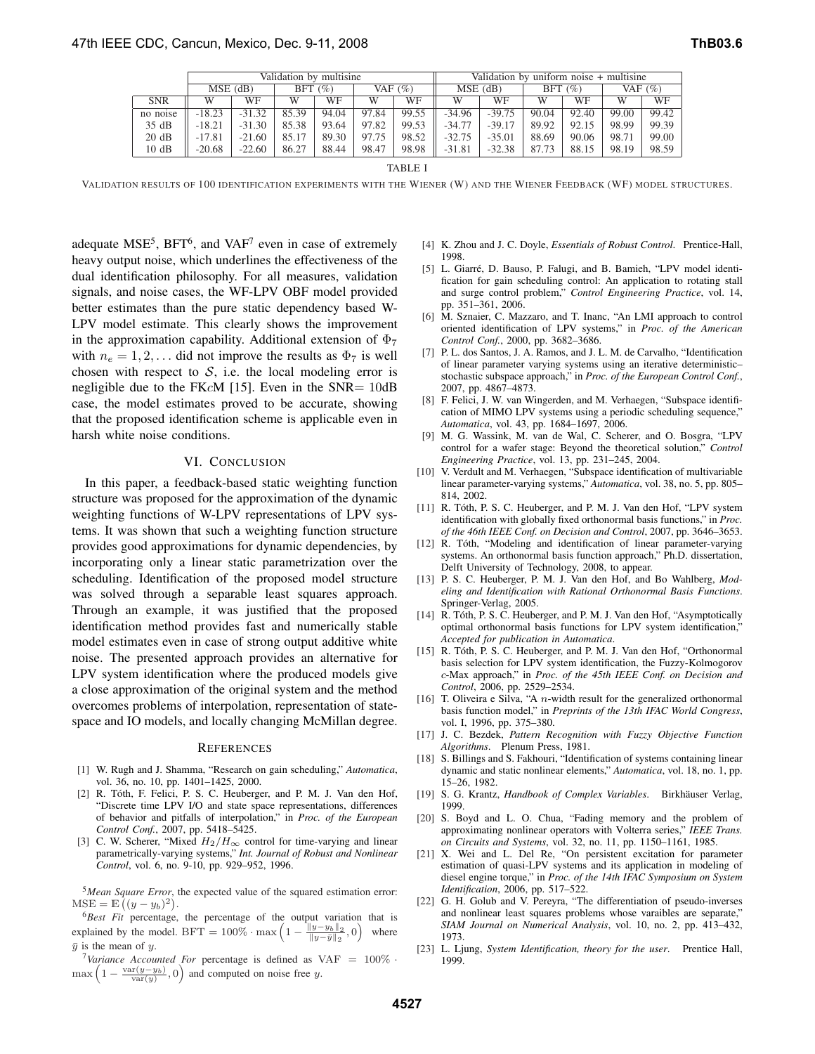| | Validation by multisine | | | | | | Validation by uniform noise + multisine | | | | | |
|---|---|---|---|---|---|---|---|---|---|---|---|---|
| | MSE (dB) | | BFT (%) | | VAF (%) | | MSE (dB) | | BFT (%) | | VAF (%) | |
| SNR | W | WF | W | WF | W | WF | W | WF | W | WF | W | WF |
| no noise | -18.23 | -31.32 | 85.39 | 94.04 | 97.84 | 99.55 | -34.96 | -39.75 | 90.04 | 92.40 | 99.00 | 99.42 |
| 35 dB | -18.21 | -31.30 | 85.38 | 93.64 | 97.82 | 99.53 | -34.77 | -39.17 | 89.92 | 92.15 | 98.99 | 99.39 |
| 20 dB | -17.81 | -21.60 | 85.17 | 89.30 | 97.75 | 98.52 | -32.75 | -35.01 | 88.69 | 90.06 | 98.71 | 99.00 |
| 10 dB | -20.68 | -22.60 | 86.27 | 88.44 | 98.47 | 98.98 | -31.81 | -32.38 | 87.73 | 88.15 | 98.19 | 98.59 |

TABLE I

VALIDATION RESULTS OF 100 IDENTIFICATION EXPERIMENTS WITH THE WIENER (W) AND THE WIENER FEEDBACK (WF) MODEL STRUCTURES.

adequate MSE[5], BFT[6], and VAF[7] even in case of extremely heavy output noise, which underlines the effectiveness of the dual identification philosophy. For all measures, validation signals, and noise cases, the WF-LPV OBF model provided better estimates than the pure static dependency based W-LPV model estimate. This clearly shows the improvement in the approximation capability. Additional extension of $\Phi_7$ with $n_e = 1, 2, \ldots$ did not improve the results as $\Phi_7$ is well chosen with respect to $\mathcal{S}$, i.e. the local modeling error is negligible due to the FK$c$M [15]. Even in the SNR= 10dB case, the model estimates proved to be accurate, showing that the proposed identification scheme is applicable even in harsh white noise conditions.

## VI. CONCLUSION

In this paper, a feedback-based static weighting function structure was proposed for the approximation of the dynamic weighting functions of W-LPV representations of LPV systems. It was shown that such a weighting function structure provides good approximations for dynamic dependencies, by incorporating only a linear static parametrization over the scheduling. Identification of the proposed model structure was solved through a separable least squares approach. Through an example, it was justified that the proposed identification method provides fast and numerically stable model estimates even in case of strong output additive white noise. The presented approach provides an alternative for LPV system identification where the produced models give a close approximation of the original system and the method overcomes problems of interpolation, representation of state-space and IO models, and locally changing McMillan degree.

## REFERENCES

[1] W. Rugh and J. Shamma, "Research on gain scheduling," *Automatica*, vol. 36, no. 10, pp. 1401–1425, 2000.

[2] R. Tóth, F. Felici, P. S. C. Heuberger, and P. M. J. Van den Hof, "Discrete time LPV I/O and state space representations, differences of behavior and pitfalls of interpolation," in *Proc. of the European Control Conf.*, 2007, pp. 5418–5425.

[3] C. W. Scherer, "Mixed $H_2/H_\infty$ control for time-varying and linear parametrically-varying systems," *Int. Journal of Robust and Nonlinear Control*, vol. 6, no. 9-10, pp. 929–952, 1996.

[4] K. Zhou and J. C. Doyle, *Essentials of Robust Control*. Prentice-Hall, 1998.

[5] L. Giarré, D. Bauso, P. Falugi, and B. Bamieh, "LPV model identification for gain scheduling control: An application to rotating stall and surge control problem," *Control Engineering Practice*, vol. 14, pp. 351–361, 2006.

[6] M. Sznaier, C. Mazzaro, and T. Inanc, "An LMI approach to control oriented identification of LPV systems," in *Proc. of the American Control Conf.*, 2000, pp. 3682–3686.

[7] P. L. dos Santos, J. A. Ramos, and J. L. M. de Carvalho, "Identification of linear parameter varying systems using an iterative deterministic–stochastic subspace approach," in *Proc. of the European Control Conf.*, 2007, pp. 4867–4873.

[8] F. Felici, J. W. van Wingerden, and M. Verhaegen, "Subspace identification of MIMO LPV systems using a periodic scheduling sequence," *Automatica*, vol. 43, pp. 1684–1697, 2006.

[9] M. G. Wassink, M. van de Wal, C. Scherer, and O. Bosgra, "LPV control for a wafer stage: Beyond the theoretical solution," *Control Engineering Practice*, vol. 13, pp. 231–245, 2004.

[10] V. Verdult and M. Verhaegen, "Subspace identification of multivariable linear parameter-varying systems," *Automatica*, vol. 38, no. 5, pp. 805–814, 2002.

[11] R. Tóth, P. S. C. Heuberger, and P. M. J. Van den Hof, "LPV system identification with globally fixed orthonormal basis functions," in *Proc. of the 46th IEEE Conf. on Decision and Control*, 2007, pp. 3646–3653.

[12] R. Tóth, "Modeling and identification of linear parameter-varying systems. An orthonormal basis function approach," Ph.D. dissertation, Delft University of Technology, 2008, to appear.

[13] P. S. C. Heuberger, P. M. J. Van den Hof, and Bo Wahlberg, *Modeling and Identification with Rational Orthonormal Basis Functions*. Springer-Verlag, 2005.

[14] R. Tóth, P. S. C. Heuberger, and P. M. J. Van den Hof, "Asymptotically optimal orthonormal basis functions for LPV system identification," *Accepted for publication in Automatica*.

[15] R. Tóth, P. S. C. Heuberger, and P. M. J. Van den Hof, "Orthonormal basis selection for LPV system identification, the Fuzzy-Kolmogorov $c$-Max approach," in *Proc. of the 45th IEEE Conf. on Decision and Control*, 2006, pp. 2529–2534.

[16] T. Oliveira e Silva, "A $n$-width result for the generalized orthonormal basis function model," in *Preprints of the 13th IFAC World Congress*, vol. I, 1996, pp. 375–380.

[17] J. C. Bezdek, *Pattern Recognition with Fuzzy Objective Function Algorithms*. Plenum Press, 1981.

[18] S. Billings and S. Fakhouri, "Identification of systems containing linear dynamic and static nonlinear elements," *Automatica*, vol. 18, no. 1, pp. 15–26, 1982.

[19] S. G. Krantz, *Handbook of Complex Variables*. Birkhäuser Verlag, 1999.

[20] S. Boyd and L. O. Chua, "Fading memory and the problem of approximating nonlinear operators with Volterra series," *IEEE Trans. on Circuits and Systems*, vol. 32, no. 11, pp. 1150–1161, 1985.

[21] X. Wei and L. Del Re, "On persistent excitation for parameter estimation of quasi-LPV systems and its application in modeling of diesel engine torque," in *Proc. of the 14th IFAC Symposium on System Identification*, 2006, pp. 517–522.

[22] G. H. Golub and V. Pereyra, "The differentiation of pseudo-inverses and nonlinear least squares problems whose varaibles are separate," *SIAM Journal on Numerical Analysis*, vol. 10, no. 2, pp. 413–432, 1973.

[23] L. Ljung, *System Identification, theory for the user*. Prentice Hall, 1999.

[5] *Mean Square Error*, the expected value of the squared estimation error: $\mathrm{MSE} = \mathbb{E}\left((y - y_b)^2\right)$.

[6] *Best Fit* percentage, the percentage of the output variation that is explained by the model. $\mathrm{BFT} = 100\% \cdot \max\left(1 - \frac{\|y - y_b\|_2}{\|y - \bar{y}\|_2}, 0\right)$ where $\bar{y}$ is the mean of $y$.

[7] *Variance Accounted For* percentage is defined as $\mathrm{VAF} = 100\% \cdot \max\left(1 - \frac{\mathrm{var}(y - y_b)}{\mathrm{var}(y)}, 0\right)$ and computed on noise free $y$.